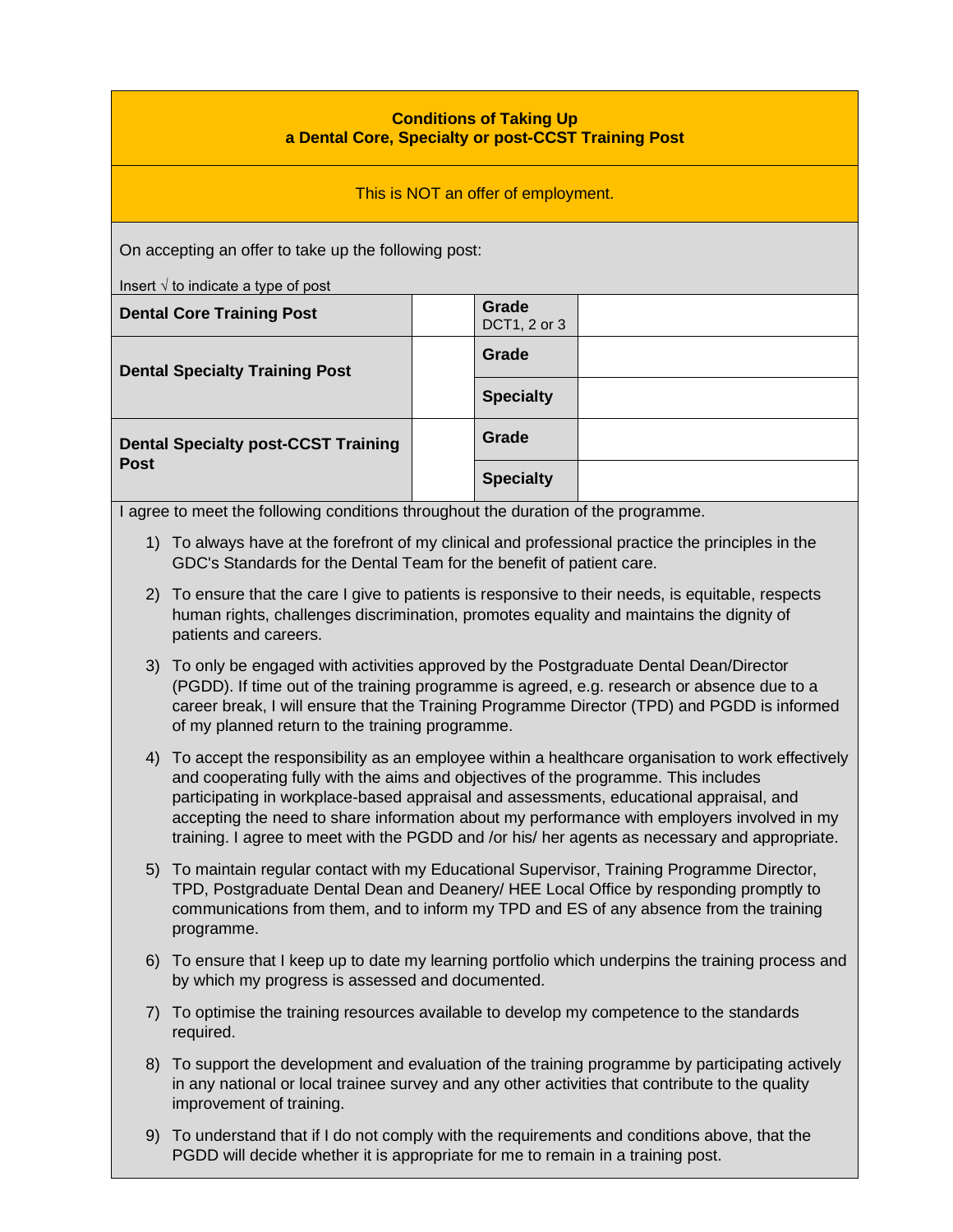**Conditions of Taking Up**
**a Dental Core, Specialty or post-CCST Training Post**

This is NOT an offer of employment.

On accepting an offer to take up the following post:

Insert √ to indicate a type of post

| | | | |
|---|---|---|---|
| **Dental Core Training Post** | | **Grade** DCT1, 2 or 3 | |
| **Dental Specialty Training Post** | | **Grade** | |
| | | **Specialty** | |
| **Dental Specialty post-CCST Training Post** | | **Grade** | |
| | | **Specialty** | |

I agree to meet the following conditions throughout the duration of the programme.

1) To always have at the forefront of my clinical and professional practice the principles in the GDC's Standards for the Dental Team for the benefit of patient care.
2) To ensure that the care I give to patients is responsive to their needs, is equitable, respects human rights, challenges discrimination, promotes equality and maintains the dignity of patients and careers.
3) To only be engaged with activities approved by the Postgraduate Dental Dean/Director (PGDD). If time out of the training programme is agreed, e.g. research or absence due to a career break, I will ensure that the Training Programme Director (TPD) and PGDD is informed of my planned return to the training programme.
4) To accept the responsibility as an employee within a healthcare organisation to work effectively and cooperating fully with the aims and objectives of the programme. This includes participating in workplace-based appraisal and assessments, educational appraisal, and accepting the need to share information about my performance with employers involved in my training. I agree to meet with the PGDD and /or his/ her agents as necessary and appropriate.
5) To maintain regular contact with my Educational Supervisor, Training Programme Director, TPD, Postgraduate Dental Dean and Deanery/ HEE Local Office by responding promptly to communications from them, and to inform my TPD and ES of any absence from the training programme.
6) To ensure that I keep up to date my learning portfolio which underpins the training process and by which my progress is assessed and documented.
7) To optimise the training resources available to develop my competence to the standards required.
8) To support the development and evaluation of the training programme by participating actively in any national or local trainee survey and any other activities that contribute to the quality improvement of training.
9) To understand that if I do not comply with the requirements and conditions above, that the PGDD will decide whether it is appropriate for me to remain in a training post.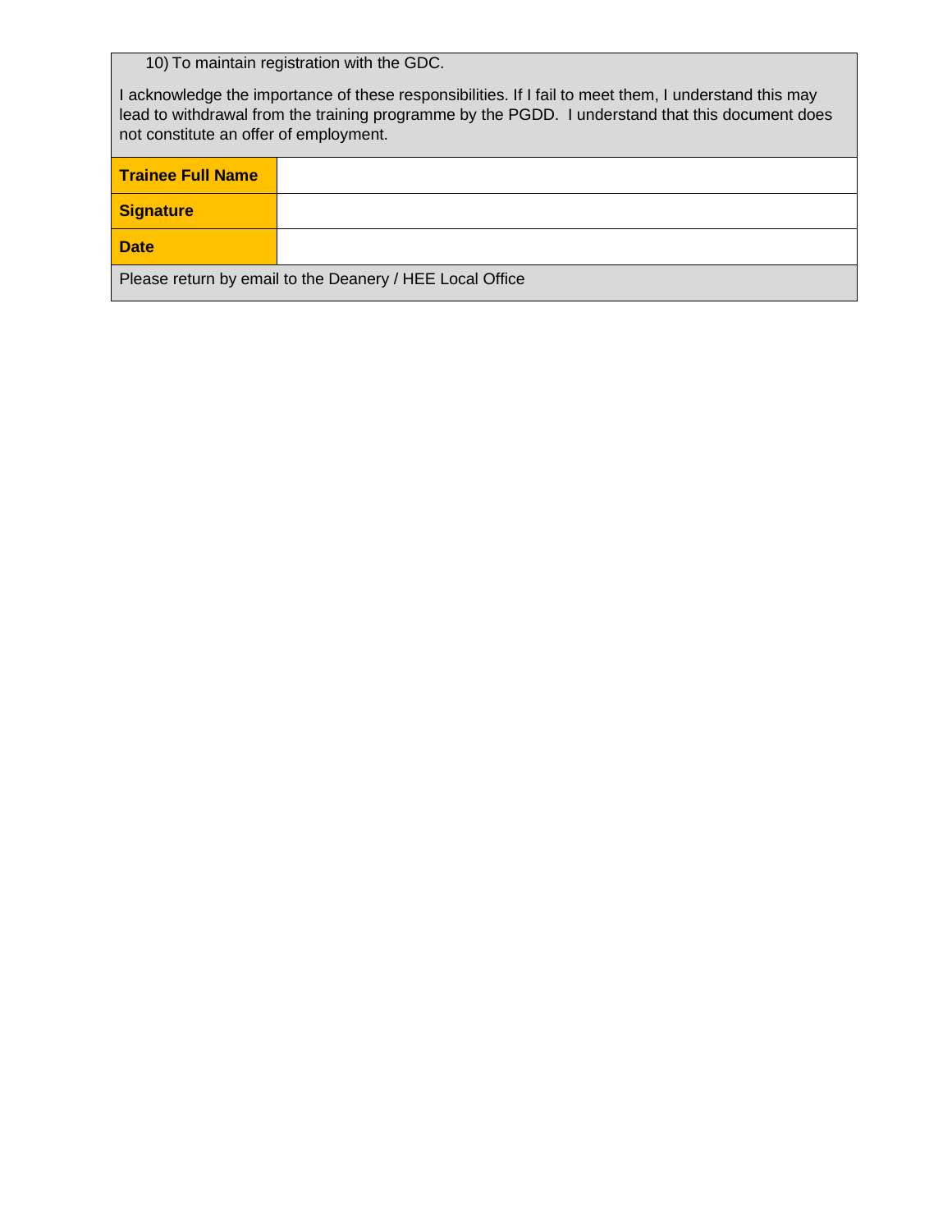10) To maintain registration with the GDC.

I acknowledge the importance of these responsibilities. If I fail to meet them, I understand this may lead to withdrawal from the training programme by the PGDD. I understand that this document does not constitute an offer of employment.

| | |
|---|---|
| **Trainee Full Name** | |
| **Signature** | |
| **Date** | |

Please return by email to the Deanery / HEE Local Office